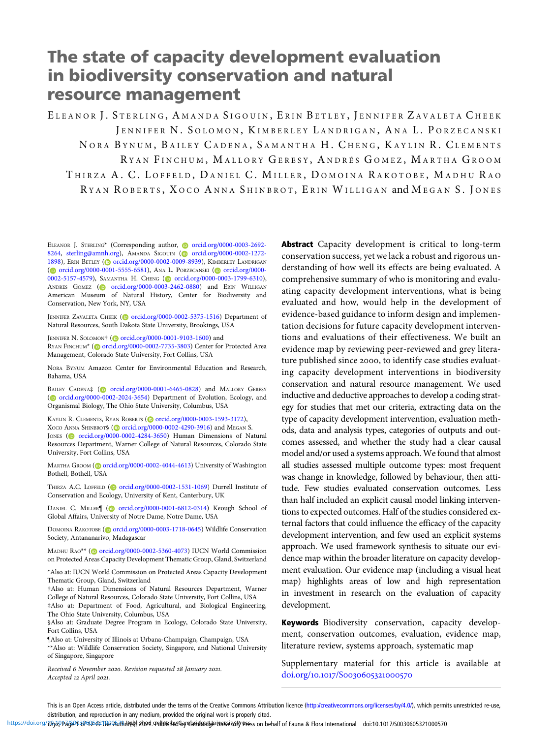# The state of capacity development evaluation in biodiversity conservation and natural resource management

Eleanor J. Sterling, Amanda Sigouin, Erin Betley, Jennifer Zavaleta Cheek, Jennifer N. Solomon, Kimberley Landrigan, Ana L. Porzecanski, Nora Bynum, Bailey Cadena, Samantha H. Cheng, Kaylin R. Clements, Ryan Finchum, Mallory Geresy, Andrés Gomez, Martha Groom, Thirza A. C. Loffeld, Daniel C. Miller, Domoina Rakotobe, Madhu Rao, Ryan Roberts, Xoco Anna Shinbrot, Erin Willigan and Megan S. Jones

Eleanor J. Sterling* (Corresponding author, orcid.org/0000-0003-2692-8264, sterling@amnh.org), Amanda Sigouin (orcid.org/0000-0002-1272-1898), Erin Betley (orcid.org/0000-0002-0009-8939), Kimberley Landrigan (orcid.org/0000-0001-5555-6581), Ana L. Porzecanski (orcid.org/0000-0002-5157-4579), Samantha H. Cheng (orcid.org/0000-0003-1799-6310), Andrés Gomez (orcid.org/0000-0003-2462-0880) and Erin Willigan American Museum of Natural History, Center for Biodiversity and Conservation, New York, NY, USA

Jennifer Zavaleta Cheek (orcid.org/0000-0002-5375-1516) Department of Natural Resources, South Dakota State University, Brookings, USA

Jennifer N. Solomon† (orcid.org/0000-0001-9103-1600) and Ryan Finchum* (orcid.org/0000-0002-7735-3803) Center for Protected Area Management, Colorado State University, Fort Collins, USA

Nora Bynum Amazon Center for Environmental Education and Research, Bahama, USA

Bailey Cadena‡ (orcid.org/0000-0001-6465-0828) and Mallory Geresy (orcid.org/0000-0002-2024-3654) Department of Evolution, Ecology, and Organismal Biology, The Ohio State University, Columbus, USA

Kaylin R. Clements, Ryan Roberts (orcid.org/0000-0003-1593-3172), Xoco Anna Shinbrot§ (orcid.org/0000-0002-4290-3916) and Megan S. Jones (orcid.org/0000-0002-4284-3650) Human Dimensions of Natural Resources Department, Warner College of Natural Resources, Colorado State University, Fort Collins, USA

Martha Groom (orcid.org/0000-0002-4044-4613) University of Washington Bothell, Bothell, USA

Thirza A.C. Loffeld (orcid.org/0000-0002-1531-1069) Durrell Institute of Conservation and Ecology, University of Kent, Canterbury, UK

Daniel C. Miller¶ (orcid.org/0000-0001-6812-0314) Keough School of Global Affairs, University of Notre Dame, Notre Dame, USA

Domoina Rakotobe (orcid.org/0000-0003-1718-0645) Wildlife Conservation Society, Antananarivo, Madagascar

Madhu Rao** (orcid.org/0000-0002-5360-4073) IUCN World Commission on Protected Areas Capacity Development Thematic Group, Gland, Switzerland

*Also at: IUCN World Commission on Protected Areas Capacity Development Thematic Group, Gland, Switzerland
†Also at: Human Dimensions of Natural Resources Department, Warner College of Natural Resources, Colorado State University, Fort Collins, USA
‡Also at: Department of Food, Agricultural, and Biological Engineering, The Ohio State University, Columbus, USA
§Also at: Graduate Degree Program in Ecology, Colorado State University, Fort Collins, USA
¶Also at: University of Illinois at Urbana-Champaign, Champaign, USA
**Also at: Wildlife Conservation Society, Singapore, and National University of Singapore, Singapore

*Received 6 November 2020. Revision requested 28 January 2021. Accepted 12 April 2021.*

**Abstract** Capacity development is critical to long-term conservation success, yet we lack a robust and rigorous understanding of how well its effects are being evaluated. A comprehensive summary of who is monitoring and evaluating capacity development interventions, what is being evaluated and how, would help in the development of evidence-based guidance to inform design and implementation decisions for future capacity development interventions and evaluations of their effectiveness. We built an evidence map by reviewing peer-reviewed and grey literature published since 2000, to identify case studies evaluating capacity development interventions in biodiversity conservation and natural resource management. We used inductive and deductive approaches to develop a coding strategy for studies that met our criteria, extracting data on the type of capacity development intervention, evaluation methods, data and analysis types, categories of outputs and outcomes assessed, and whether the study had a clear causal model and/or used a systems approach. We found that almost all studies assessed multiple outcome types: most frequent was change in knowledge, followed by behaviour, then attitude. Few studies evaluated conservation outcomes. Less than half included an explicit causal model linking interventions to expected outcomes. Half of the studies considered external factors that could influence the efficacy of the capacity development intervention, and few used an explicit systems approach. We used framework synthesis to situate our evidence map within the broader literature on capacity development evaluation. Our evidence map (including a visual heat map) highlights areas of low and high representation in investment in research on the evaluation of capacity development.

**Keywords** Biodiversity conservation, capacity development, conservation outcomes, evaluation, evidence map, literature review, systems approach, systematic map

Supplementary material for this article is available at doi.org/10.1017/S0030605321000570

This is an Open Access article, distributed under the terms of the Creative Commons Attribution licence (http://creativecommons.org/licenses/by/4.0/), which permits unrestricted re-use, distribution, and reproduction in any medium, provided the original work is properly cited.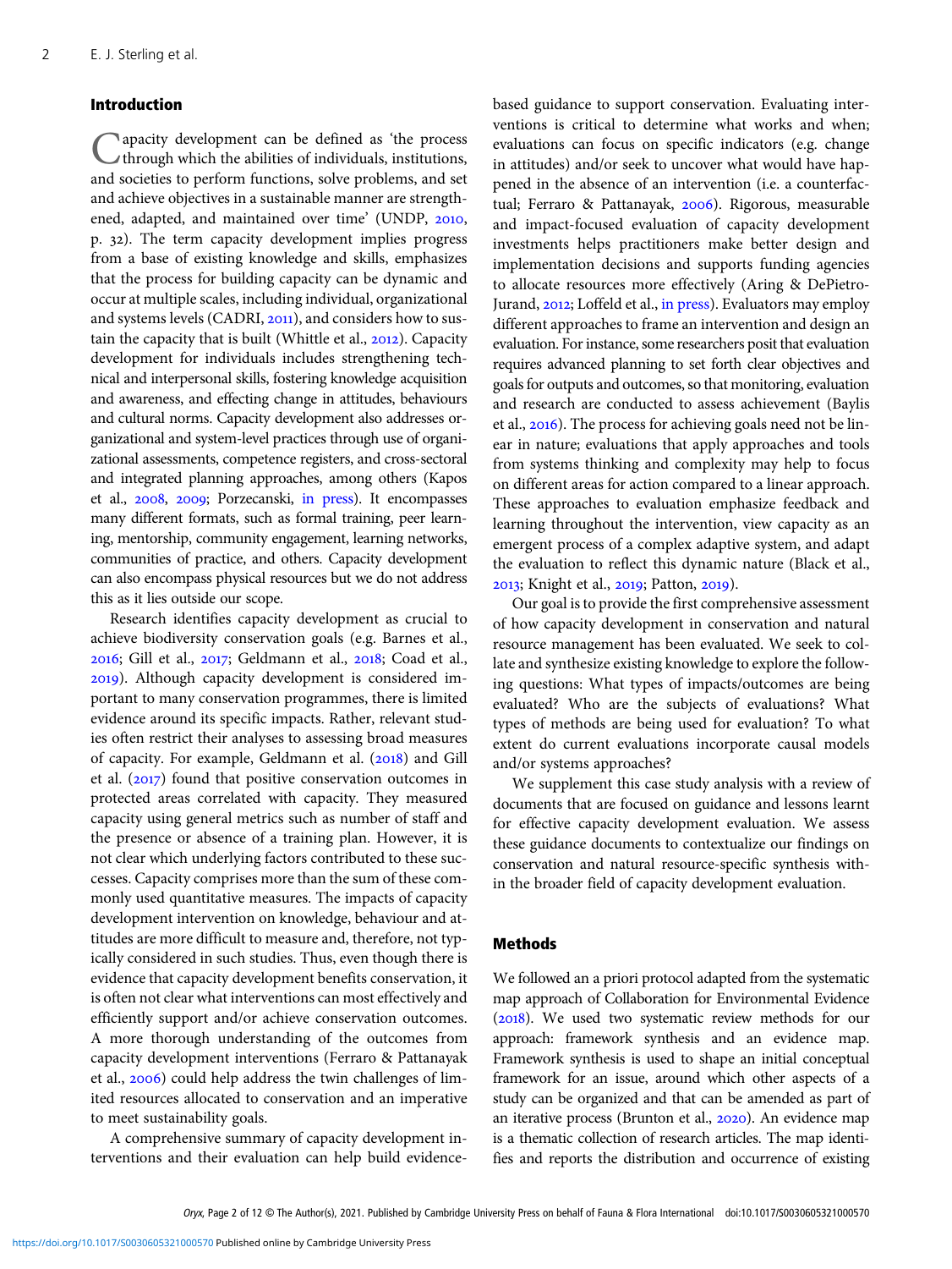## Introduction

Capacity development can be defined as 'the process through which the abilities of individuals, institutions, and societies to perform functions, solve problems, and set and achieve objectives in a sustainable manner are strengthened, adapted, and maintained over time' (UNDP, 2010, p. 32). The term capacity development implies progress from a base of existing knowledge and skills, emphasizes that the process for building capacity can be dynamic and occur at multiple scales, including individual, organizational and systems levels (CADRI, 2011), and considers how to sustain the capacity that is built (Whittle et al., 2012). Capacity development for individuals includes strengthening technical and interpersonal skills, fostering knowledge acquisition and awareness, and effecting change in attitudes, behaviours and cultural norms. Capacity development also addresses organizational and system-level practices through use of organizational assessments, competence registers, and cross-sectoral and integrated planning approaches, among others (Kapos et al., 2008, 2009; Porzecanski, in press). It encompasses many different formats, such as formal training, peer learning, mentorship, community engagement, learning networks, communities of practice, and others. Capacity development can also encompass physical resources but we do not address this as it lies outside our scope.

Research identifies capacity development as crucial to achieve biodiversity conservation goals (e.g. Barnes et al., 2016; Gill et al., 2017; Geldmann et al., 2018; Coad et al., 2019). Although capacity development is considered important to many conservation programmes, there is limited evidence around its specific impacts. Rather, relevant studies often restrict their analyses to assessing broad measures of capacity. For example, Geldmann et al. (2018) and Gill et al. (2017) found that positive conservation outcomes in protected areas correlated with capacity. They measured capacity using general metrics such as number of staff and the presence or absence of a training plan. However, it is not clear which underlying factors contributed to these successes. Capacity comprises more than the sum of these commonly used quantitative measures. The impacts of capacity development intervention on knowledge, behaviour and attitudes are more difficult to measure and, therefore, not typically considered in such studies. Thus, even though there is evidence that capacity development benefits conservation, it is often not clear what interventions can most effectively and efficiently support and/or achieve conservation outcomes. A more thorough understanding of the outcomes from capacity development interventions (Ferraro & Pattanayak et al., 2006) could help address the twin challenges of limited resources allocated to conservation and an imperative to meet sustainability goals.

A comprehensive summary of capacity development interventions and their evaluation can help build evidence-based guidance to support conservation. Evaluating interventions is critical to determine what works and when; evaluations can focus on specific indicators (e.g. change in attitudes) and/or seek to uncover what would have happened in the absence of an intervention (i.e. a counterfactual; Ferraro & Pattanayak, 2006). Rigorous, measurable and impact-focused evaluation of capacity development investments helps practitioners make better design and implementation decisions and supports funding agencies to allocate resources more effectively (Aring & DePietro-Jurand, 2012; Loffeld et al., in press). Evaluators may employ different approaches to frame an intervention and design an evaluation. For instance, some researchers posit that evaluation requires advanced planning to set forth clear objectives and goals for outputs and outcomes, so that monitoring, evaluation and research are conducted to assess achievement (Baylis et al., 2016). The process for achieving goals need not be linear in nature; evaluations that apply approaches and tools from systems thinking and complexity may help to focus on different areas for action compared to a linear approach. These approaches to evaluation emphasize feedback and learning throughout the intervention, view capacity as an emergent process of a complex adaptive system, and adapt the evaluation to reflect this dynamic nature (Black et al., 2013; Knight et al., 2019; Patton, 2019).

Our goal is to provide the first comprehensive assessment of how capacity development in conservation and natural resource management has been evaluated. We seek to collate and synthesize existing knowledge to explore the following questions: What types of impacts/outcomes are being evaluated? Who are the subjects of evaluations? What types of methods are being used for evaluation? To what extent do current evaluations incorporate causal models and/or systems approaches?

We supplement this case study analysis with a review of documents that are focused on guidance and lessons learnt for effective capacity development evaluation. We assess these guidance documents to contextualize our findings on conservation and natural resource-specific synthesis within the broader field of capacity development evaluation.

## Methods

We followed an a priori protocol adapted from the systematic map approach of Collaboration for Environmental Evidence (2018). We used two systematic review methods for our approach: framework synthesis and an evidence map. Framework synthesis is used to shape an initial conceptual framework for an issue, around which other aspects of a study can be organized and that can be amended as part of an iterative process (Brunton et al., 2020). An evidence map is a thematic collection of research articles. The map identifies and reports the distribution and occurrence of existing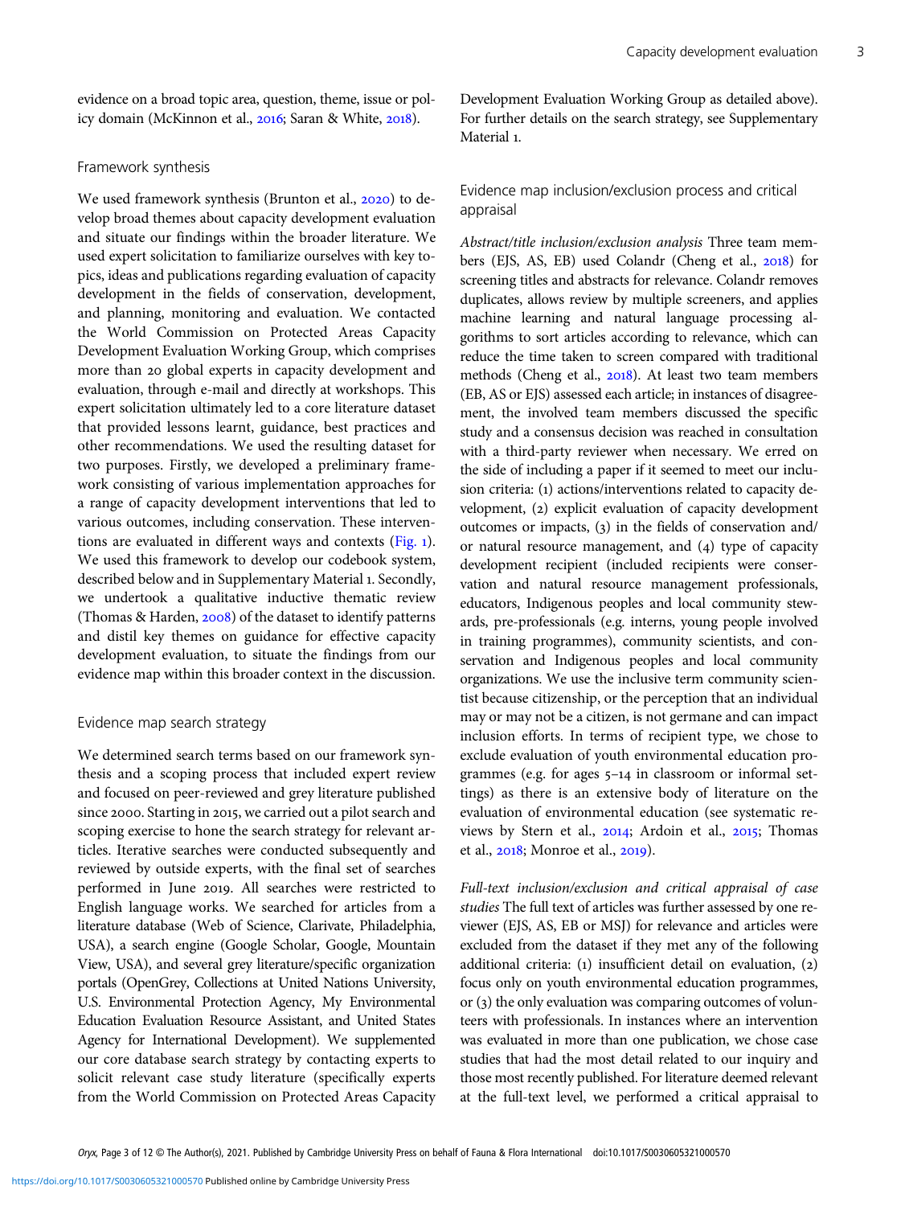evidence on a broad topic area, question, theme, issue or policy domain (McKinnon et al., 2016; Saran & White, 2018).

### Framework synthesis

We used framework synthesis (Brunton et al., 2020) to develop broad themes about capacity development evaluation and situate our findings within the broader literature. We used expert solicitation to familiarize ourselves with key topics, ideas and publications regarding evaluation of capacity development in the fields of conservation, development, and planning, monitoring and evaluation. We contacted the World Commission on Protected Areas Capacity Development Evaluation Working Group, which comprises more than 20 global experts in capacity development and evaluation, through e-mail and directly at workshops. This expert solicitation ultimately led to a core literature dataset that provided lessons learnt, guidance, best practices and other recommendations. We used the resulting dataset for two purposes. Firstly, we developed a preliminary framework consisting of various implementation approaches for a range of capacity development interventions that led to various outcomes, including conservation. These interventions are evaluated in different ways and contexts (Fig. 1). We used this framework to develop our codebook system, described below and in Supplementary Material 1. Secondly, we undertook a qualitative inductive thematic review (Thomas & Harden, 2008) of the dataset to identify patterns and distil key themes on guidance for effective capacity development evaluation, to situate the findings from our evidence map within this broader context in the discussion.

### Evidence map search strategy

We determined search terms based on our framework synthesis and a scoping process that included expert review and focused on peer-reviewed and grey literature published since 2000. Starting in 2015, we carried out a pilot search and scoping exercise to hone the search strategy for relevant articles. Iterative searches were conducted subsequently and reviewed by outside experts, with the final set of searches performed in June 2019. All searches were restricted to English language works. We searched for articles from a literature database (Web of Science, Clarivate, Philadelphia, USA), a search engine (Google Scholar, Google, Mountain View, USA), and several grey literature/specific organization portals (OpenGrey, Collections at United Nations University, U.S. Environmental Protection Agency, My Environmental Education Evaluation Resource Assistant, and United States Agency for International Development). We supplemented our core database search strategy by contacting experts to solicit relevant case study literature (specifically experts from the World Commission on Protected Areas Capacity Development Evaluation Working Group as detailed above). For further details on the search strategy, see Supplementary Material 1.

### Evidence map inclusion/exclusion process and critical appraisal

*Abstract/title inclusion/exclusion analysis* Three team members (EJS, AS, EB) used Colandr (Cheng et al., 2018) for screening titles and abstracts for relevance. Colandr removes duplicates, allows review by multiple screeners, and applies machine learning and natural language processing algorithms to sort articles according to relevance, which can reduce the time taken to screen compared with traditional methods (Cheng et al., 2018). At least two team members (EB, AS or EJS) assessed each article; in instances of disagreement, the involved team members discussed the specific study and a consensus decision was reached in consultation with a third-party reviewer when necessary. We erred on the side of including a paper if it seemed to meet our inclusion criteria: (1) actions/interventions related to capacity development, (2) explicit evaluation of capacity development outcomes or impacts, (3) in the fields of conservation and/or natural resource management, and (4) type of capacity development recipient (included recipients were conservation and natural resource management professionals, educators, Indigenous peoples and local community stewards, pre-professionals (e.g. interns, young people involved in training programmes), community scientists, and conservation and Indigenous peoples and local community organizations. We use the inclusive term community scientist because citizenship, or the perception that an individual may or may not be a citizen, is not germane and can impact inclusion efforts. In terms of recipient type, we chose to exclude evaluation of youth environmental education programmes (e.g. for ages 5–14 in classroom or informal settings) as there is an extensive body of literature on the evaluation of environmental education (see systematic reviews by Stern et al., 2014; Ardoin et al., 2015; Thomas et al., 2018; Monroe et al., 2019).

*Full-text inclusion/exclusion and critical appraisal of case studies* The full text of articles was further assessed by one reviewer (EJS, AS, EB or MSJ) for relevance and articles were excluded from the dataset if they met any of the following additional criteria: (1) insufficient detail on evaluation, (2) focus only on youth environmental education programmes, or (3) the only evaluation was comparing outcomes of volunteers with professionals. In instances where an intervention was evaluated in more than one publication, we chose case studies that had the most detail related to our inquiry and those most recently published. For literature deemed relevant at the full-text level, we performed a critical appraisal to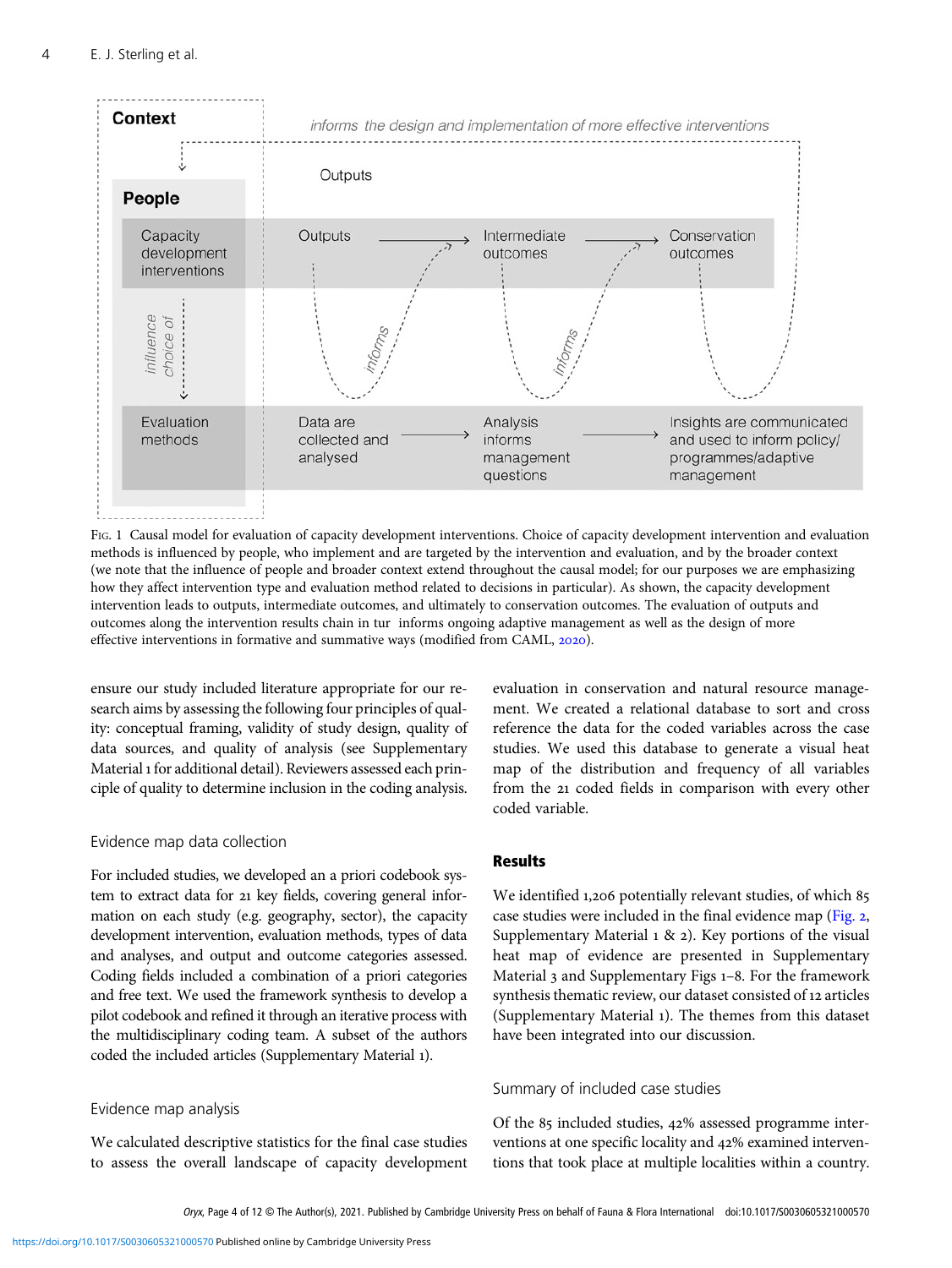Context

*informs the design and implementation of more effective interventions*

Outputs

**People**

Capacity development interventions

Outputs → Intermediate outcomes → Conservation outcomes

*influence choice of*

*informs*

*informs*

Evaluation methods

Data are collected and analysed → Analysis informs management questions → Insights are communicated and used to inform policy/ programmes/adaptive management

FIG. 1 Causal model for evaluation of capacity development interventions. Choice of capacity development intervention and evaluation methods is influenced by people, who implement and are targeted by the intervention and evaluation, and by the broader context (we note that the influence of people and broader context extend throughout the causal model; for our purposes we are emphasizing how they affect intervention type and evaluation method related to decisions in particular). As shown, the capacity development intervention leads to outputs, intermediate outcomes, and ultimately to conservation outcomes. The evaluation of outputs and outcomes along the intervention results chain in tur informs ongoing adaptive management as well as the design of more effective interventions in formative and summative ways (modified from CAML, 2020).

ensure our study included literature appropriate for our research aims by assessing the following four principles of quality: conceptual framing, validity of study design, quality of data sources, and quality of analysis (see Supplementary Material 1 for additional detail). Reviewers assessed each principle of quality to determine inclusion in the coding analysis.

### Evidence map data collection

For included studies, we developed an a priori codebook system to extract data for 21 key fields, covering general information on each study (e.g. geography, sector), the capacity development intervention, evaluation methods, types of data and analyses, and output and outcome categories assessed. Coding fields included a combination of a priori categories and free text. We used the framework synthesis to develop a pilot codebook and refined it through an iterative process with the multidisciplinary coding team. A subset of the authors coded the included articles (Supplementary Material 1).

### Evidence map analysis

We calculated descriptive statistics for the final case studies to assess the overall landscape of capacity development evaluation in conservation and natural resource management. We created a relational database to sort and cross reference the data for the coded variables across the case studies. We used this database to generate a visual heat map of the distribution and frequency of all variables from the 21 coded fields in comparison with every other coded variable.

## Results

We identified 1,206 potentially relevant studies, of which 85 case studies were included in the final evidence map (Fig. 2, Supplementary Material 1 & 2). Key portions of the visual heat map of evidence are presented in Supplementary Material 3 and Supplementary Figs 1–8. For the framework synthesis thematic review, our dataset consisted of 12 articles (Supplementary Material 1). The themes from this dataset have been integrated into our discussion.

### Summary of included case studies

Of the 85 included studies, 42% assessed programme interventions at one specific locality and 42% examined interventions that took place at multiple localities within a country.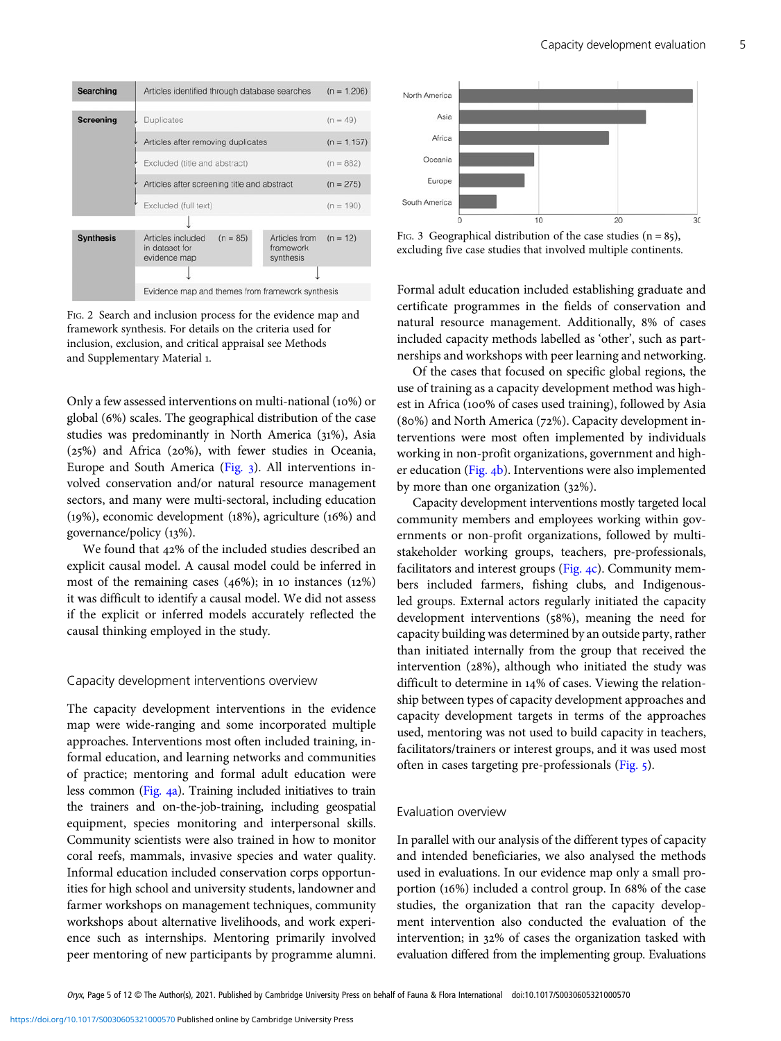| Searching | Articles identified through database searches | (n = 1,206) | | |
|---|---|---|---|---|
| Screening | Duplicates | (n = 49) | | |
| | Articles after removing duplicates | (n = 1,157) | | |
| | Excluded (title and abstract) | (n = 882) | | |
| | Articles after screening title and abstract | (n = 275) | | |
| | Excluded (full text) | (n = 190) | | |
| Synthesis | Articles included in dataset for evidence map | (n = 85) | Articles from framework synthesis | (n = 12) |
| | Evidence map and themes from framework synthesis | | | |

FIG. 2 Search and inclusion process for the evidence map and framework synthesis. For details on the criteria used for inclusion, exclusion, and critical appraisal see Methods and Supplementary Material 1.

| Region | Number of case studies |
|---|---|
| North America | ~29 |
| Asia | ~23 |
| Africa | ~19 |
| Oceania | ~9 |
| Europe | ~8 |
| South America | ~5 |

FIG. 3 Geographical distribution of the case studies (n = 85), excluding five case studies that involved multiple continents.

Only a few assessed interventions on multi-national (10%) or global (6%) scales. The geographical distribution of the case studies was predominantly in North America (31%), Asia (25%) and Africa (20%), with fewer studies in Oceania, Europe and South America (Fig. 3). All interventions involved conservation and/or natural resource management sectors, and many were multi-sectoral, including education (19%), economic development (18%), agriculture (16%) and governance/policy (13%).

We found that 42% of the included studies described an explicit causal model. A causal model could be inferred in most of the remaining cases (46%); in 10 instances (12%) it was difficult to identify a causal model. We did not assess if the explicit or inferred models accurately reflected the causal thinking employed in the study.

## Capacity development interventions overview

The capacity development interventions in the evidence map were wide-ranging and some incorporated multiple approaches. Interventions most often included training, informal education, and learning networks and communities of practice; mentoring and formal adult education were less common (Fig. 4a). Training included initiatives to train the trainers and on-the-job-training, including geospatial equipment, species monitoring and interpersonal skills. Community scientists were also trained in how to monitor coral reefs, mammals, invasive species and water quality. Informal education included conservation corps opportunities for high school and university students, landowner and farmer workshops on management techniques, community workshops about alternative livelihoods, and work experience such as internships. Mentoring primarily involved peer mentoring of new participants by programme alumni. Formal adult education included establishing graduate and certificate programmes in the fields of conservation and natural resource management. Additionally, 8% of cases included capacity methods labelled as 'other', such as partnerships and workshops with peer learning and networking.

Of the cases that focused on specific global regions, the use of training as a capacity development method was highest in Africa (100% of cases used training), followed by Asia (80%) and North America (72%). Capacity development interventions were most often implemented by individuals working in non-profit organizations, government and higher education (Fig. 4b). Interventions were also implemented by more than one organization (32%).

Capacity development interventions mostly targeted local community members and employees working within governments or non-profit organizations, followed by multi-stakeholder working groups, teachers, pre-professionals, facilitators and interest groups (Fig. 4c). Community members included farmers, fishing clubs, and Indigenous-led groups. External actors regularly initiated the capacity development interventions (58%), meaning the need for capacity building was determined by an outside party, rather than initiated internally from the group that received the intervention (28%), although who initiated the study was difficult to determine in 14% of cases. Viewing the relationship between types of capacity development approaches and capacity development targets in terms of the approaches used, mentoring was not used to build capacity in teachers, facilitators/trainers or interest groups, and it was used most often in cases targeting pre-professionals (Fig. 5).

## Evaluation overview

In parallel with our analysis of the different types of capacity and intended beneficiaries, we also analysed the methods used in evaluations. In our evidence map only a small proportion (16%) included a control group. In 68% of the case studies, the organization that ran the capacity development intervention also conducted the evaluation of the intervention; in 32% of cases the organization tasked with evaluation differed from the implementing group. Evaluations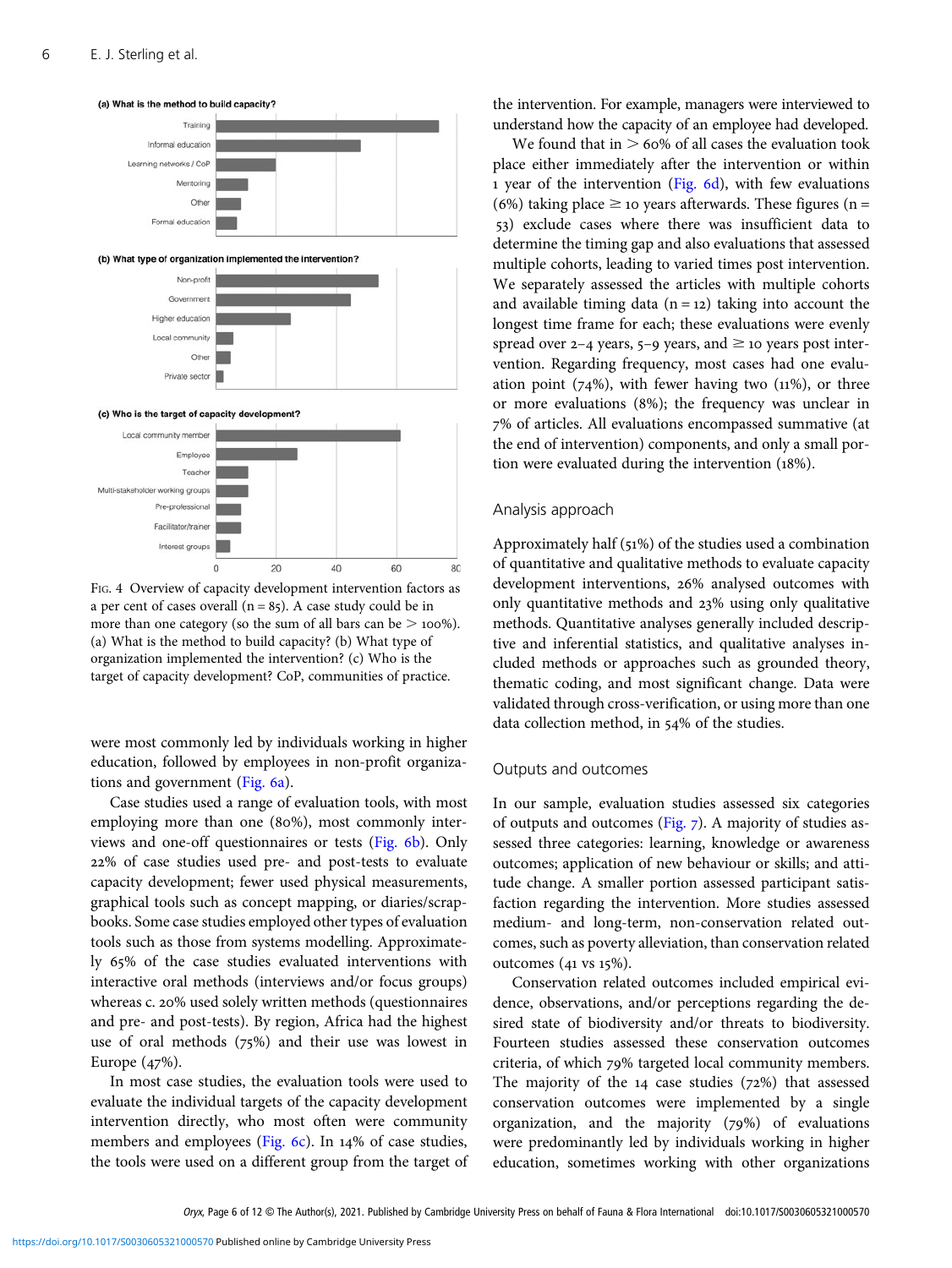FIG. 4 Overview of capacity development intervention factors as a per cent of cases overall (n = 85). A case study could be in more than one category (so the sum of all bars can be > 100%). (a) What is the method to build capacity? (b) What type of organization implemented the intervention? (c) Who is the target of capacity development? CoP, communities of practice.

were most commonly led by individuals working in higher education, followed by employees in non-profit organizations and government (Fig. 6a).

Case studies used a range of evaluation tools, with most employing more than one (80%), most commonly interviews and one-off questionnaires or tests (Fig. 6b). Only 22% of case studies used pre- and post-tests to evaluate capacity development; fewer used physical measurements, graphical tools such as concept mapping, or diaries/scrapbooks. Some case studies employed other types of evaluation tools such as those from systems modelling. Approximately 65% of the case studies evaluated interventions with interactive oral methods (interviews and/or focus groups) whereas c. 20% used solely written methods (questionnaires and pre- and post-tests). By region, Africa had the highest use of oral methods (75%) and their use was lowest in Europe (47%).

In most case studies, the evaluation tools were used to evaluate the individual targets of the capacity development intervention directly, who most often were community members and employees (Fig. 6c). In 14% of case studies, the tools were used on a different group from the target of the intervention. For example, managers were interviewed to understand how the capacity of an employee had developed.

We found that in > 60% of all cases the evaluation took place either immediately after the intervention or within 1 year of the intervention (Fig. 6d), with few evaluations (6%) taking place ≥ 10 years afterwards. These figures (n = 53) exclude cases where there was insufficient data to determine the timing gap and also evaluations that assessed multiple cohorts, leading to varied times post intervention. We separately assessed the articles with multiple cohorts and available timing data (n = 12) taking into account the longest time frame for each; these evaluations were evenly spread over 2–4 years, 5–9 years, and ≥ 10 years post intervention. Regarding frequency, most cases had one evaluation point (74%), with fewer having two (11%), or three or more evaluations (8%); the frequency was unclear in 7% of articles. All evaluations encompassed summative (at the end of intervention) components, and only a small portion were evaluated during the intervention (18%).

## Analysis approach

Approximately half (51%) of the studies used a combination of quantitative and qualitative methods to evaluate capacity development interventions, 26% analysed outcomes with only quantitative methods and 23% using only qualitative methods. Quantitative analyses generally included descriptive and inferential statistics, and qualitative analyses included methods or approaches such as grounded theory, thematic coding, and most significant change. Data were validated through cross-verification, or using more than one data collection method, in 54% of the studies.

## Outputs and outcomes

In our sample, evaluation studies assessed six categories of outputs and outcomes (Fig. 7). A majority of studies assessed three categories: learning, knowledge or awareness outcomes; application of new behaviour or skills; and attitude change. A smaller portion assessed participant satisfaction regarding the intervention. More studies assessed medium- and long-term, non-conservation related outcomes, such as poverty alleviation, than conservation related outcomes (41 vs 15%).

Conservation related outcomes included empirical evidence, observations, and/or perceptions regarding the desired state of biodiversity and/or threats to biodiversity. Fourteen studies assessed these conservation outcomes criteria, of which 79% targeted local community members. The majority of the 14 case studies (72%) that assessed conservation outcomes were implemented by a single organization, and the majority (79%) of evaluations were predominantly led by individuals working in higher education, sometimes working with other organizations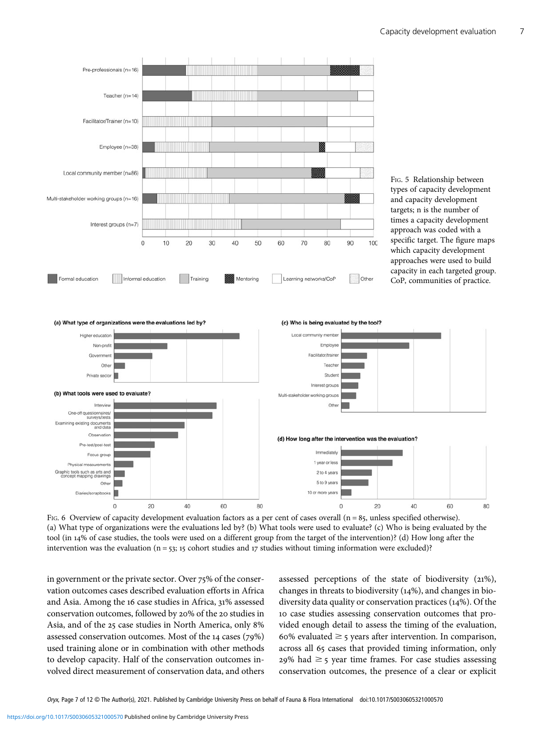Fig. 5 Relationship between types of capacity development and capacity development targets; n is the number of times a capacity development approach was coded with a specific target. The figure maps which capacity development approaches were used to build capacity in each targeted group. CoP, communities of practice.

Fig. 6 Overview of capacity development evaluation factors as a per cent of cases overall (n = 85, unless specified otherwise). (a) What type of organizations were the evaluations led by? (b) What tools were used to evaluate? (c) Who is being evaluated by the tool (in 14% of case studies, the tools were used on a different group from the target of the intervention)? (d) How long after the intervention was the evaluation (n = 53; 15 cohort studies and 17 studies without timing information were excluded)?

in government or the private sector. Over 75% of the conservation outcomes cases described evaluation efforts in Africa and Asia. Among the 16 case studies in Africa, 31% assessed conservation outcomes, followed by 20% of the 20 studies in Asia, and of the 25 case studies in North America, only 8% assessed conservation outcomes. Most of the 14 cases (79%) used training alone or in combination with other methods to develop capacity. Half of the conservation outcomes involved direct measurement of conservation data, and others assessed perceptions of the state of biodiversity (21%), changes in threats to biodiversity (14%), and changes in biodiversity data quality or conservation practices (14%). Of the 10 case studies assessing conservation outcomes that provided enough detail to assess the timing of the evaluation, 60% evaluated ≥ 5 years after intervention. In comparison, across all 65 cases that provided timing information, only 29% had ≥ 5 year time frames. For case studies assessing conservation outcomes, the presence of a clear or explicit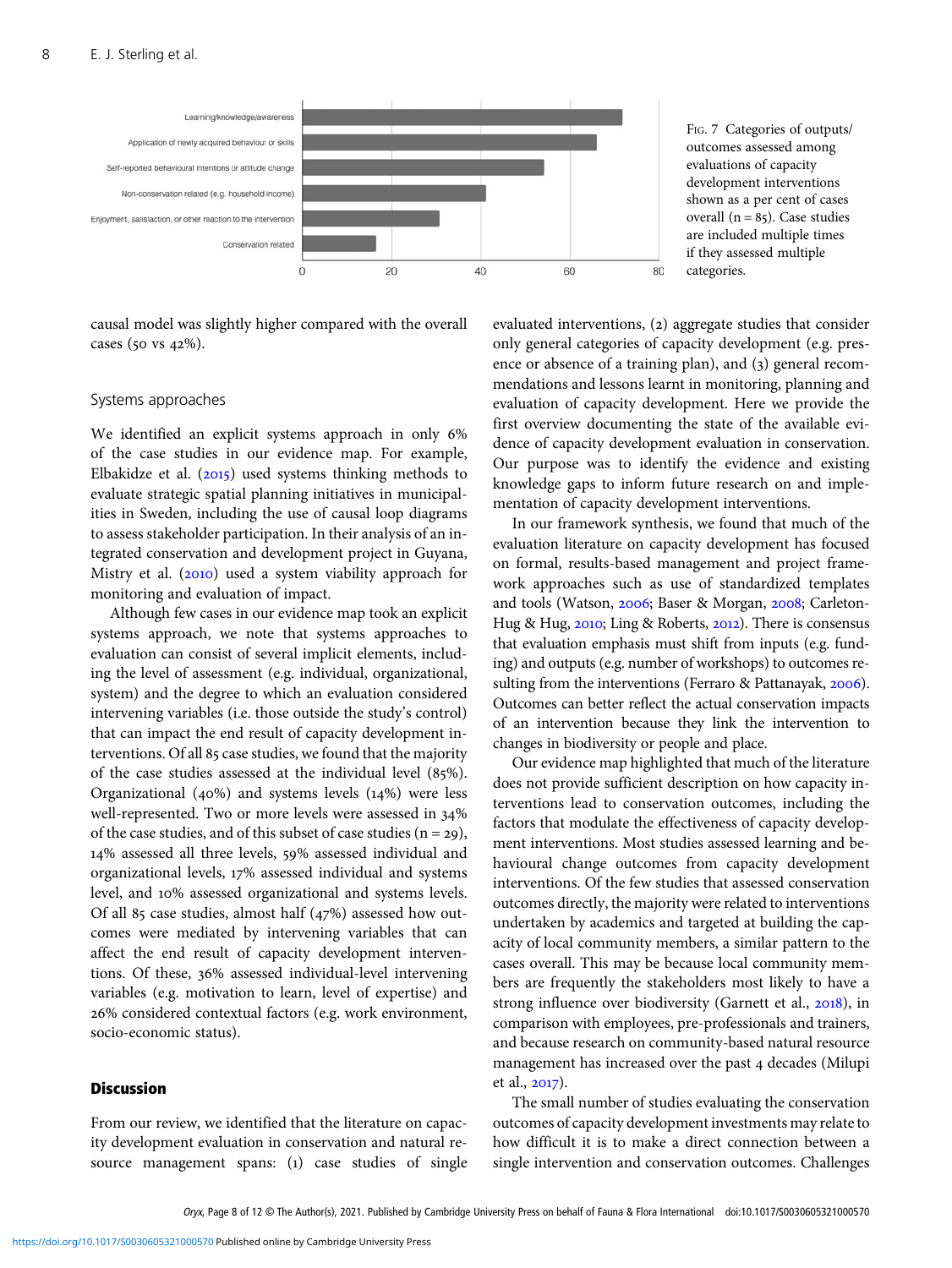Fig. 7 Categories of outputs/outcomes assessed among evaluations of capacity development interventions shown as a per cent of cases overall (n = 85). Case studies are included multiple times if they assessed multiple categories.

causal model was slightly higher compared with the overall cases (50 vs 42%).

### Systems approaches

We identified an explicit systems approach in only 6% of the case studies in our evidence map. For example, Elbakidze et al. (2015) used systems thinking methods to evaluate strategic spatial planning initiatives in municipalities in Sweden, including the use of causal loop diagrams to assess stakeholder participation. In their analysis of an integrated conservation and development project in Guyana, Mistry et al. (2010) used a system viability approach for monitoring and evaluation of impact.

Although few cases in our evidence map took an explicit systems approach, we note that systems approaches to evaluation can consist of several implicit elements, including the level of assessment (e.g. individual, organizational, system) and the degree to which an evaluation considered intervening variables (i.e. those outside the study's control) that can impact the end result of capacity development interventions. Of all 85 case studies, we found that the majority of the case studies assessed at the individual level (85%). Organizational (40%) and systems levels (14%) were less well-represented. Two or more levels were assessed in 34% of the case studies, and of this subset of case studies (n = 29), 14% assessed all three levels, 59% assessed individual and organizational levels, 17% assessed individual and systems level, and 10% assessed organizational and systems levels. Of all 85 case studies, almost half (47%) assessed how outcomes were mediated by intervening variables that can affect the end result of capacity development interventions. Of these, 36% assessed individual-level intervening variables (e.g. motivation to learn, level of expertise) and 26% considered contextual factors (e.g. work environment, socio-economic status).

## Discussion

From our review, we identified that the literature on capacity development evaluation in conservation and natural resource management spans: (1) case studies of single evaluated interventions, (2) aggregate studies that consider only general categories of capacity development (e.g. presence or absence of a training plan), and (3) general recommendations and lessons learnt in monitoring, planning and evaluation of capacity development. Here we provide the first overview documenting the state of the available evidence of capacity development evaluation in conservation. Our purpose was to identify the evidence and existing knowledge gaps to inform future research on and implementation of capacity development interventions.

In our framework synthesis, we found that much of the evaluation literature on capacity development has focused on formal, results-based management and project framework approaches such as use of standardized templates and tools (Watson, 2006; Baser & Morgan, 2008; Carleton-Hug & Hug, 2010; Ling & Roberts, 2012). There is consensus that evaluation emphasis must shift from inputs (e.g. funding) and outputs (e.g. number of workshops) to outcomes resulting from the interventions (Ferraro & Pattanayak, 2006). Outcomes can better reflect the actual conservation impacts of an intervention because they link the intervention to changes in biodiversity or people and place.

Our evidence map highlighted that much of the literature does not provide sufficient description on how capacity interventions lead to conservation outcomes, including the factors that modulate the effectiveness of capacity development interventions. Most studies assessed learning and behavioural change outcomes from capacity development interventions. Of the few studies that assessed conservation outcomes directly, the majority were related to interventions undertaken by academics and targeted at building the capacity of local community members, a similar pattern to the cases overall. This may be because local community members are frequently the stakeholders most likely to have a strong influence over biodiversity (Garnett et al., 2018), in comparison with employees, pre-professionals and trainers, and because research on community-based natural resource management has increased over the past 4 decades (Milupi et al., 2017).

The small number of studies evaluating the conservation outcomes of capacity development investments may relate to how difficult it is to make a direct connection between a single intervention and conservation outcomes. Challenges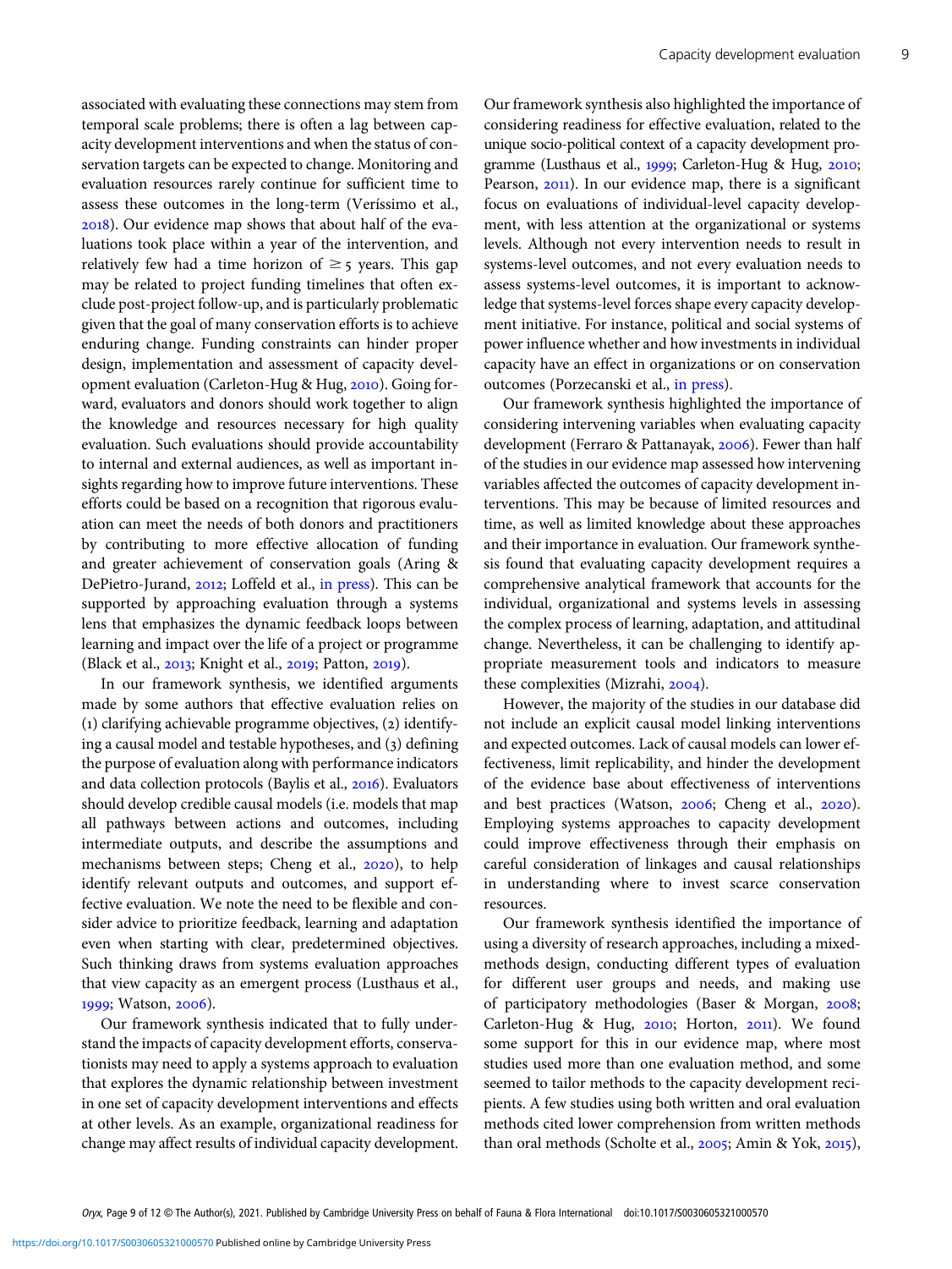associated with evaluating these connections may stem from temporal scale problems; there is often a lag between capacity development interventions and when the status of conservation targets can be expected to change. Monitoring and evaluation resources rarely continue for sufficient time to assess these outcomes in the long-term (Veríssimo et al., 2018). Our evidence map shows that about half of the evaluations took place within a year of the intervention, and relatively few had a time horizon of $\geq 5$ years. This gap may be related to project funding timelines that often exclude post-project follow-up, and is particularly problematic given that the goal of many conservation efforts is to achieve enduring change. Funding constraints can hinder proper design, implementation and assessment of capacity development evaluation (Carleton-Hug & Hug, 2010). Going forward, evaluators and donors should work together to align the knowledge and resources necessary for high quality evaluation. Such evaluations should provide accountability to internal and external audiences, as well as important insights regarding how to improve future interventions. These efforts could be based on a recognition that rigorous evaluation can meet the needs of both donors and practitioners by contributing to more effective allocation of funding and greater achievement of conservation goals (Aring & DePietro-Jurand, 2012; Loffeld et al., in press). This can be supported by approaching evaluation through a systems lens that emphasizes the dynamic feedback loops between learning and impact over the life of a project or programme (Black et al., 2013; Knight et al., 2019; Patton, 2019).

In our framework synthesis, we identified arguments made by some authors that effective evaluation relies on (1) clarifying achievable programme objectives, (2) identifying a causal model and testable hypotheses, and (3) defining the purpose of evaluation along with performance indicators and data collection protocols (Baylis et al., 2016). Evaluators should develop credible causal models (i.e. models that map all pathways between actions and outcomes, including intermediate outputs, and describe the assumptions and mechanisms between steps; Cheng et al., 2020), to help identify relevant outputs and outcomes, and support effective evaluation. We note the need to be flexible and consider advice to prioritize feedback, learning and adaptation even when starting with clear, predetermined objectives. Such thinking draws from systems evaluation approaches that view capacity as an emergent process (Lusthaus et al., 1999; Watson, 2006).

Our framework synthesis indicated that to fully understand the impacts of capacity development efforts, conservationists may need to apply a systems approach to evaluation that explores the dynamic relationship between investment in one set of capacity development interventions and effects at other levels. As an example, organizational readiness for change may affect results of individual capacity development. Our framework synthesis also highlighted the importance of considering readiness for effective evaluation, related to the unique socio-political context of a capacity development programme (Lusthaus et al., 1999; Carleton-Hug & Hug, 2010; Pearson, 2011). In our evidence map, there is a significant focus on evaluations of individual-level capacity development, with less attention at the organizational or systems levels. Although not every intervention needs to result in systems-level outcomes, and not every evaluation needs to assess systems-level outcomes, it is important to acknowledge that systems-level forces shape every capacity development initiative. For instance, political and social systems of power influence whether and how investments in individual capacity have an effect in organizations or on conservation outcomes (Porzecanski et al., in press).

Our framework synthesis highlighted the importance of considering intervening variables when evaluating capacity development (Ferraro & Pattanayak, 2006). Fewer than half of the studies in our evidence map assessed how intervening variables affected the outcomes of capacity development interventions. This may be because of limited resources and time, as well as limited knowledge about these approaches and their importance in evaluation. Our framework synthesis found that evaluating capacity development requires a comprehensive analytical framework that accounts for the individual, organizational and systems levels in assessing the complex process of learning, adaptation, and attitudinal change. Nevertheless, it can be challenging to identify appropriate measurement tools and indicators to measure these complexities (Mizrahi, 2004).

However, the majority of the studies in our database did not include an explicit causal model linking interventions and expected outcomes. Lack of causal models can lower effectiveness, limit replicability, and hinder the development of the evidence base about effectiveness of interventions and best practices (Watson, 2006; Cheng et al., 2020). Employing systems approaches to capacity development could improve effectiveness through their emphasis on careful consideration of linkages and causal relationships in understanding where to invest scarce conservation resources.

Our framework synthesis identified the importance of using a diversity of research approaches, including a mixed-methods design, conducting different types of evaluation for different user groups and needs, and making use of participatory methodologies (Baser & Morgan, 2008; Carleton-Hug & Hug, 2010; Horton, 2011). We found some support for this in our evidence map, where most studies used more than one evaluation method, and some seemed to tailor methods to the capacity development recipients. A few studies using both written and oral evaluation methods cited lower comprehension from written methods than oral methods (Scholte et al., 2005; Amin & Yok, 2015),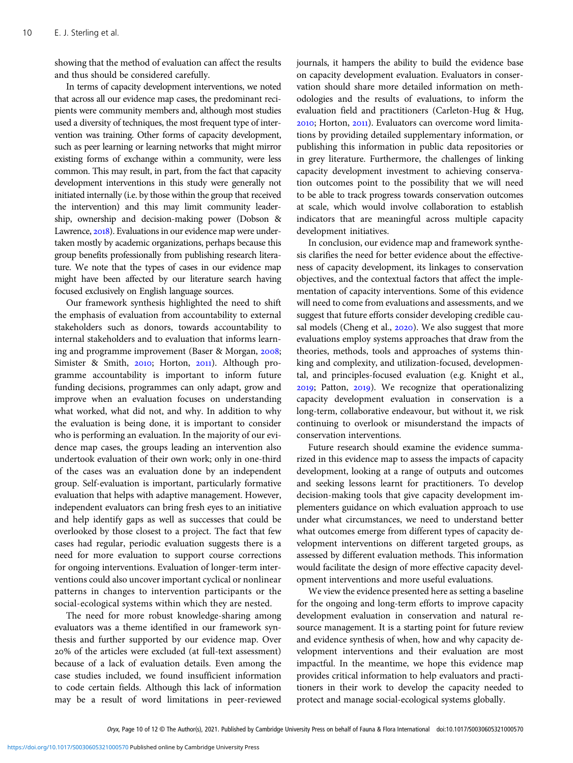showing that the method of evaluation can affect the results and thus should be considered carefully.

In terms of capacity development interventions, we noted that across all our evidence map cases, the predominant recipients were community members and, although most studies used a diversity of techniques, the most frequent type of intervention was training. Other forms of capacity development, such as peer learning or learning networks that might mirror existing forms of exchange within a community, were less common. This may result, in part, from the fact that capacity development interventions in this study were generally not initiated internally (i.e. by those within the group that received the intervention) and this may limit community leadership, ownership and decision-making power (Dobson & Lawrence, 2018). Evaluations in our evidence map were undertaken mostly by academic organizations, perhaps because this group benefits professionally from publishing research literature. We note that the types of cases in our evidence map might have been affected by our literature search having focused exclusively on English language sources.

Our framework synthesis highlighted the need to shift the emphasis of evaluation from accountability to external stakeholders such as donors, towards accountability to internal stakeholders and to evaluation that informs learning and programme improvement (Baser & Morgan, 2008; Simister & Smith, 2010; Horton, 2011). Although programme accountability is important to inform future funding decisions, programmes can only adapt, grow and improve when an evaluation focuses on understanding what worked, what did not, and why. In addition to why the evaluation is being done, it is important to consider who is performing an evaluation. In the majority of our evidence map cases, the groups leading an intervention also undertook evaluation of their own work; only in one-third of the cases was an evaluation done by an independent group. Self-evaluation is important, particularly formative evaluation that helps with adaptive management. However, independent evaluators can bring fresh eyes to an initiative and help identify gaps as well as successes that could be overlooked by those closest to a project. The fact that few cases had regular, periodic evaluation suggests there is a need for more evaluation to support course corrections for ongoing interventions. Evaluation of longer-term interventions could also uncover important cyclical or nonlinear patterns in changes to intervention participants or the social-ecological systems within which they are nested.

The need for more robust knowledge-sharing among evaluators was a theme identified in our framework synthesis and further supported by our evidence map. Over 20% of the articles were excluded (at full-text assessment) because of a lack of evaluation details. Even among the case studies included, we found insufficient information to code certain fields. Although this lack of information may be a result of word limitations in peer-reviewed journals, it hampers the ability to build the evidence base on capacity development evaluation. Evaluators in conservation should share more detailed information on methodologies and the results of evaluations, to inform the evaluation field and practitioners (Carleton-Hug & Hug, 2010; Horton, 2011). Evaluators can overcome word limitations by providing detailed supplementary information, or publishing this information in public data repositories or in grey literature. Furthermore, the challenges of linking capacity development investment to achieving conservation outcomes point to the possibility that we will need to be able to track progress towards conservation outcomes at scale, which would involve collaboration to establish indicators that are meaningful across multiple capacity development initiatives.

In conclusion, our evidence map and framework synthesis clarifies the need for better evidence about the effectiveness of capacity development, its linkages to conservation objectives, and the contextual factors that affect the implementation of capacity interventions. Some of this evidence will need to come from evaluations and assessments, and we suggest that future efforts consider developing credible causal models (Cheng et al., 2020). We also suggest that more evaluations employ systems approaches that draw from the theories, methods, tools and approaches of systems thinking and complexity, and utilization-focused, developmental, and principles-focused evaluation (e.g. Knight et al., 2019; Patton, 2019). We recognize that operationalizing capacity development evaluation in conservation is a long-term, collaborative endeavour, but without it, we risk continuing to overlook or misunderstand the impacts of conservation interventions.

Future research should examine the evidence summarized in this evidence map to assess the impacts of capacity development, looking at a range of outputs and outcomes and seeking lessons learnt for practitioners. To develop decision-making tools that give capacity development implementers guidance on which evaluation approach to use under what circumstances, we need to understand better what outcomes emerge from different types of capacity development interventions on different targeted groups, as assessed by different evaluation methods. This information would facilitate the design of more effective capacity development interventions and more useful evaluations.

We view the evidence presented here as setting a baseline for the ongoing and long-term efforts to improve capacity development evaluation in conservation and natural resource management. It is a starting point for future review and evidence synthesis of when, how and why capacity development interventions and their evaluation are most impactful. In the meantime, we hope this evidence map provides critical information to help evaluators and practitioners in their work to develop the capacity needed to protect and manage social-ecological systems globally.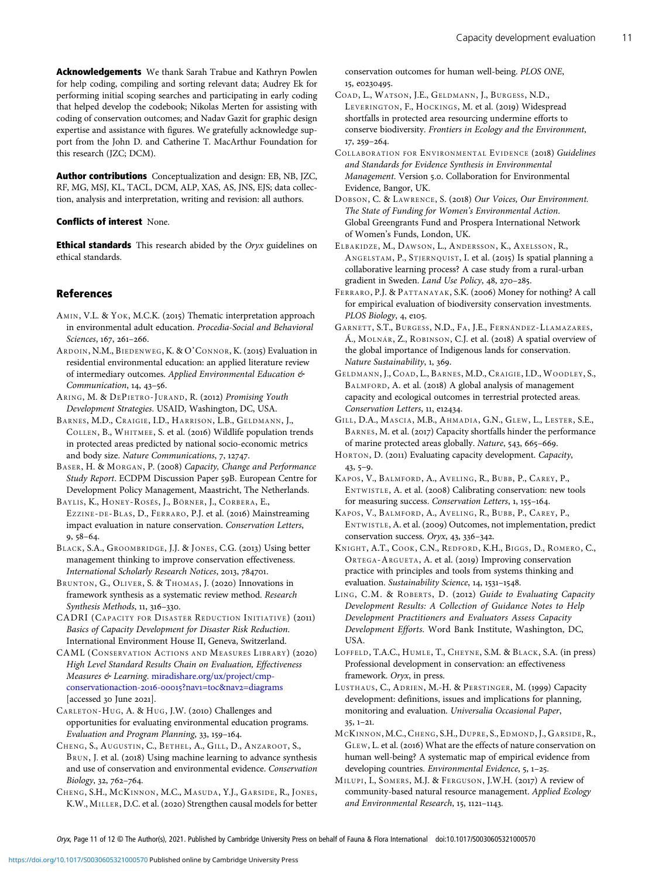**Acknowledgements** We thank Sarah Trabue and Kathryn Powlen for help coding, compiling and sorting relevant data; Audrey Ek for performing initial scoping searches and participating in early coding that helped develop the codebook; Nikolas Merten for assisting with coding of conservation outcomes; and Nadav Gazit for graphic design expertise and assistance with figures. We gratefully acknowledge support from the John D. and Catherine T. MacArthur Foundation for this research (JZC; DCM).

**Author contributions** Conceptualization and design: EB, NB, JZC, RF, MG, MSJ, KL, TACL, DCM, ALP, XAS, AS, JNS, EJS; data collection, analysis and interpretation, writing and revision: all authors.

**Conflicts of interest** None.

**Ethical standards** This research abided by the *Oryx* guidelines on ethical standards.

## References

Amin, V.L. & Yok, M.C.K. (2015) Thematic interpretation approach in environmental adult education. *Procedia-Social and Behavioral Sciences*, 167, 261–266.

Ardoin, N.M., Biedenweg, K. & O'Connor, K. (2015) Evaluation in residential environmental education: an applied literature review of intermediary outcomes. *Applied Environmental Education & Communication*, 14, 43–56.

Aring, M. & DePietro-Jurand, R. (2012) *Promising Youth Development Strategies*. USAID, Washington, DC, USA.

Barnes, M.D., Craigie, I.D., Harrison, L.B., Geldmann, J., Collen, B., Whitmee, S. et al. (2016) Wildlife population trends in protected areas predicted by national socio-economic metrics and body size. *Nature Communications*, 7, 12747.

Baser, H. & Morgan, P. (2008) *Capacity, Change and Performance Study Report*. ECDPM Discussion Paper 59B. European Centre for Development Policy Management, Maastricht, The Netherlands.

Baylis, K., Honey-Rosés, J., Börner, J., Corbera, E., Ezzine-de-Blas, D., Ferraro, P.J. et al. (2016) Mainstreaming impact evaluation in nature conservation. *Conservation Letters*, 9, 58–64.

Black, S.A., Groombridge, J.J. & Jones, C.G. (2013) Using better management thinking to improve conservation effectiveness. *International Scholarly Research Notices*, 2013, 784701.

Brunton, G., Oliver, S. & Thomas, J. (2020) Innovations in framework synthesis as a systematic review method. *Research Synthesis Methods*, 11, 316–330.

CADRI (Capacity for Disaster Reduction Initiative) (2011) *Basics of Capacity Development for Disaster Risk Reduction*. International Environment House II, Geneva, Switzerland.

CAML (Conservation Actions and Measures Library) (2020) *High Level Standard Results Chain on Evaluation, Effectiveness Measures & Learning*. miradishare.org/ux/project/cmp-conservationaction-2016-00015?nav1=toc&nav2=diagrams [accessed 30 June 2021].

Carleton-Hug, A. & Hug, J.W. (2010) Challenges and opportunities for evaluating environmental education programs. *Evaluation and Program Planning*, 33, 159–164.

Cheng, S., Augustin, C., Bethel, A., Gill, D., Anzaroot, S., Brun, J. et al. (2018) Using machine learning to advance synthesis and use of conservation and environmental evidence. *Conservation Biology*, 32, 762–764.

Cheng, S.H., McKinnon, M.C., Masuda, Y.J., Garside, R., Jones, K.W., Miller, D.C. et al. (2020) Strengthen causal models for better conservation outcomes for human well-being. *PLOS ONE*, 15, e0230495.

Coad, L., Watson, J.E., Geldmann, J., Burgess, N.D., Leverington, F., Hockings, M. et al. (2019) Widespread shortfalls in protected area resourcing undermine efforts to conserve biodiversity. *Frontiers in Ecology and the Environment*, 17, 259–264.

Collaboration for Environmental Evidence (2018) *Guidelines and Standards for Evidence Synthesis in Environmental Management*. Version 5.0. Collaboration for Environmental Evidence, Bangor, UK.

Dobson, C. & Lawrence, S. (2018) *Our Voices, Our Environment. The State of Funding for Women's Environmental Action*. Global Greengrants Fund and Prospera International Network of Women's Funds, London, UK.

Elbakidze, M., Dawson, L., Andersson, K., Axelsson, R., Angelstam, P., Stjernquist, I. et al. (2015) Is spatial planning a collaborative learning process? A case study from a rural-urban gradient in Sweden. *Land Use Policy*, 48, 270–285.

Ferraro, P.J. & Pattanayak, S.K. (2006) Money for nothing? A call for empirical evaluation of biodiversity conservation investments. *PLOS Biology*, 4, e105.

Garnett, S.T., Burgess, N.D., Fa, J.E., Fernández-Llamazares, Á., Molnár, Z., Robinson, C.J. et al. (2018) A spatial overview of the global importance of Indigenous lands for conservation. *Nature Sustainability*, 1, 369.

Geldmann, J., Coad, L., Barnes, M.D., Craigie, I.D., Woodley, S., Balmford, A. et al. (2018) A global analysis of management capacity and ecological outcomes in terrestrial protected areas. *Conservation Letters*, 11, e12434.

Gill, D.A., Mascia, M.B., Ahmadia, G.N., Glew, L., Lester, S.E., Barnes, M. et al. (2017) Capacity shortfalls hinder the performance of marine protected areas globally. *Nature*, 543, 665–669.

Horton, D. (2011) Evaluating capacity development. *Capacity*, 43, 5–9.

Kapos, V., Balmford, A., Aveling, R., Bubb, P., Carey, P., Entwistle, A. et al. (2008) Calibrating conservation: new tools for measuring success. *Conservation Letters*, 1, 155–164.

Kapos, V., Balmford, A., Aveling, R., Bubb, P., Carey, P., Entwistle, A. et al. (2009) Outcomes, not implementation, predict conservation success. *Oryx*, 43, 336–342.

Knight, A.T., Cook, C.N., Redford, K.H., Biggs, D., Romero, C., Ortega-Argueta, A. et al. (2019) Improving conservation practice with principles and tools from systems thinking and evaluation. *Sustainability Science*, 14, 1531–1548.

Ling, C.M. & Roberts, D. (2012) *Guide to Evaluating Capacity Development Results: A Collection of Guidance Notes to Help Development Practitioners and Evaluators Assess Capacity Development Efforts*. Word Bank Institute, Washington, DC, USA.

Loffeld, T.A.C., Humle, T., Cheyne, S.M. & Black, S.A. (in press) Professional development in conservation: an effectiveness framework. *Oryx*, in press.

Lusthaus, C., Adrien, M.-H. & Perstinger, M. (1999) Capacity development: definitions, issues and implications for planning, monitoring and evaluation. *Universalia Occasional Paper*, 35, 1–21.

McKinnon, M.C., Cheng, S.H., Dupre, S., Edmond, J., Garside, R., Glew, L. et al. (2016) What are the effects of nature conservation on human well-being? A systematic map of empirical evidence from developing countries. *Environmental Evidence*, 5, 1–25.

Milupi, I., Somers, M.J. & Ferguson, J.W.H. (2017) A review of community-based natural resource management. *Applied Ecology and Environmental Research*, 15, 1121–1143.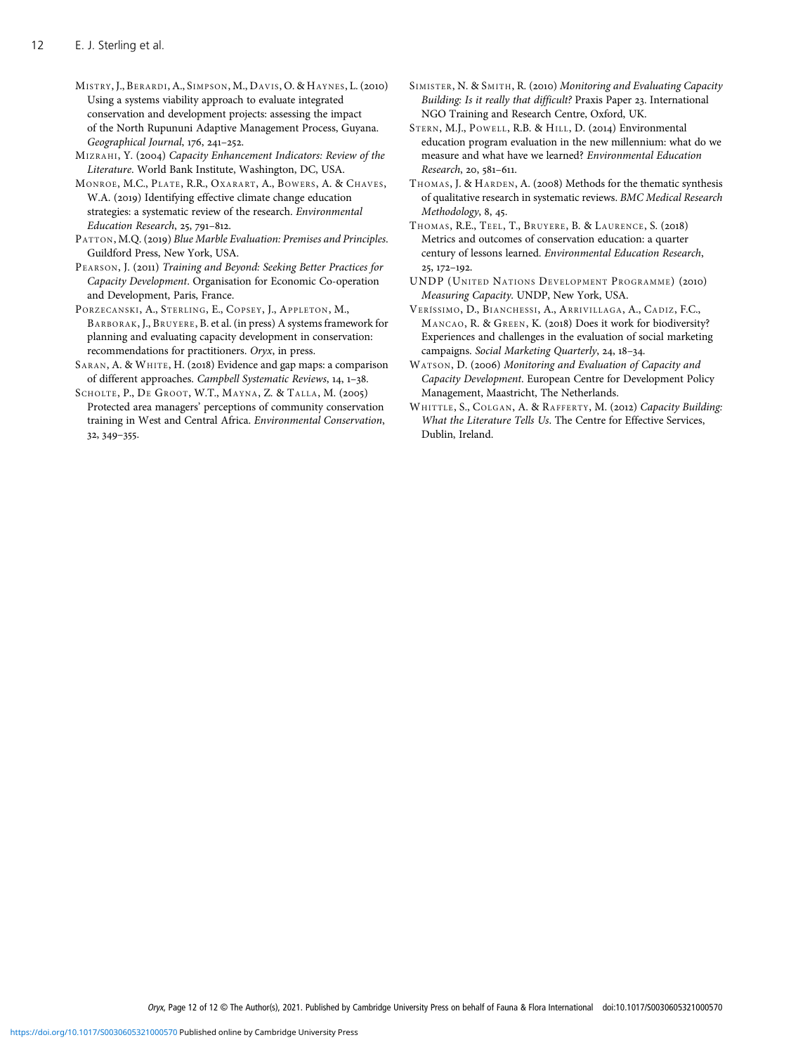MISTRY, J., BERARDI, A., SIMPSON, M., DAVIS, O. & HAYNES, L. (2010) Using a systems viability approach to evaluate integrated conservation and development projects: assessing the impact of the North Rupununi Adaptive Management Process, Guyana. *Geographical Journal*, 176, 241–252.

MIZRAHI, Y. (2004) *Capacity Enhancement Indicators: Review of the Literature*. World Bank Institute, Washington, DC, USA.

MONROE, M.C., PLATE, R.R., OXARART, A., BOWERS, A. & CHAVES, W.A. (2019) Identifying effective climate change education strategies: a systematic review of the research. *Environmental Education Research*, 25, 791–812.

PATTON, M.Q. (2019) *Blue Marble Evaluation: Premises and Principles*. Guildford Press, New York, USA.

PEARSON, J. (2011) *Training and Beyond: Seeking Better Practices for Capacity Development*. Organisation for Economic Co-operation and Development, Paris, France.

PORZECANSKI, A., STERLING, E., COPSEY, J., APPLETON, M., BARBORAK, J., BRUYERE, B. et al. (in press) A systems framework for planning and evaluating capacity development in conservation: recommendations for practitioners. *Oryx*, in press.

SARAN, A. & WHITE, H. (2018) Evidence and gap maps: a comparison of different approaches. *Campbell Systematic Reviews*, 14, 1–38.

SCHOLTE, P., DE GROOT, W.T., MAYNA, Z. & TALLA, M. (2005) Protected area managers' perceptions of community conservation training in West and Central Africa. *Environmental Conservation*, 32, 349–355.

SIMISTER, N. & SMITH, R. (2010) *Monitoring and Evaluating Capacity Building: Is it really that difficult?* Praxis Paper 23. International NGO Training and Research Centre, Oxford, UK.

STERN, M.J., POWELL, R.B. & HILL, D. (2014) Environmental education program evaluation in the new millennium: what do we measure and what have we learned? *Environmental Education Research*, 20, 581–611.

THOMAS, J. & HARDEN, A. (2008) Methods for the thematic synthesis of qualitative research in systematic reviews. *BMC Medical Research Methodology*, 8, 45.

THOMAS, R.E., TEEL, T., BRUYERE, B. & LAURENCE, S. (2018) Metrics and outcomes of conservation education: a quarter century of lessons learned. *Environmental Education Research*, 25, 172–192.

UNDP (UNITED NATIONS DEVELOPMENT PROGRAMME) (2010) *Measuring Capacity*. UNDP, New York, USA.

VERÍSSIMO, D., BIANCHESSI, A., ARRIVILLAGA, A., CADIZ, F.C., MANCAO, R. & GREEN, K. (2018) Does it work for biodiversity? Experiences and challenges in the evaluation of social marketing campaigns. *Social Marketing Quarterly*, 24, 18–34.

WATSON, D. (2006) *Monitoring and Evaluation of Capacity and Capacity Development*. European Centre for Development Policy Management, Maastricht, The Netherlands.

WHITTLE, S., COLGAN, A. & RAFFERTY, M. (2012) *Capacity Building: What the Literature Tells Us*. The Centre for Effective Services, Dublin, Ireland.